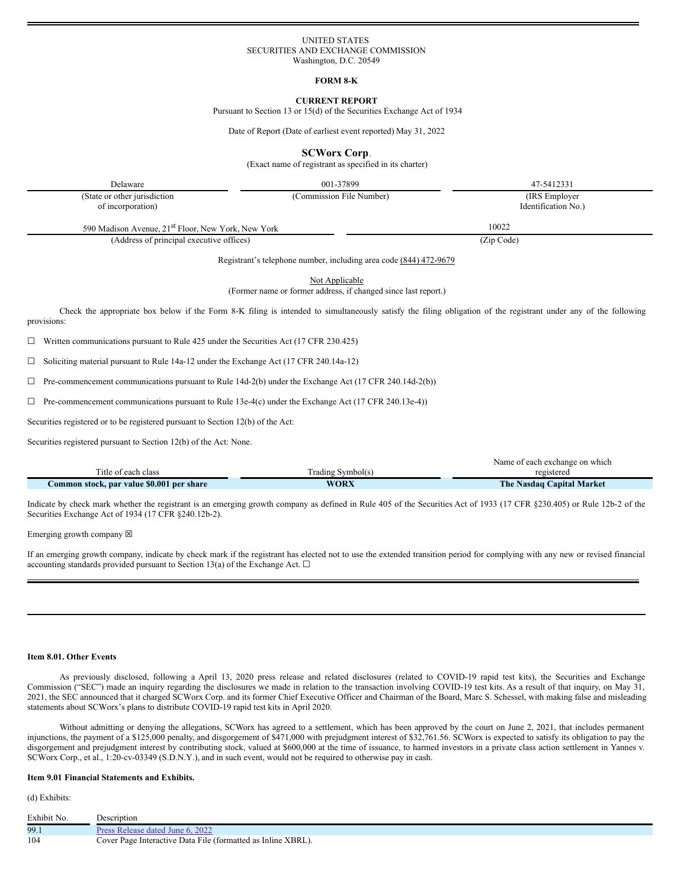UNITED STATES
SECURITIES AND EXCHANGE COMMISSION
Washington, D.C. 20549

**FORM 8-K**

**CURRENT REPORT**
Pursuant to Section 13 or 15(d) of the Securities Exchange Act of 1934

Date of Report (Date of earliest event reported) May 31, 2022

# SCWorx Corp.

(Exact name of registrant as specified in its charter)

| Delaware | 001-37899 | 47-5412331 |
|---|---|---|
| (State or other jurisdiction of incorporation) | (Commission File Number) | (IRS Employer Identification No.) |

| 590 Madison Avenue, 21st Floor, New York, New York | 10022 |
|---|---|
| (Address of principal executive offices) | (Zip Code) |

Registrant's telephone number, including area code (844) 472-9679

Not Applicable
(Former name or former address, if changed since last report.)

Check the appropriate box below if the Form 8-K filing is intended to simultaneously satisfy the filing obligation of the registrant under any of the following provisions:

☐ Written communications pursuant to Rule 425 under the Securities Act (17 CFR 230.425)

☐ Soliciting material pursuant to Rule 14a-12 under the Exchange Act (17 CFR 240.14a-12)

☐ Pre-commencement communications pursuant to Rule 14d-2(b) under the Exchange Act (17 CFR 240.14d-2(b))

☐ Pre-commencement communications pursuant to Rule 13e-4(c) under the Exchange Act (17 CFR 240.13e-4))

Securities registered or to be registered pursuant to Section 12(b) of the Act:

Securities registered pursuant to Section 12(b) of the Act: None.

| Title of each class | Trading Symbol(s) | Name of each exchange on which registered |
|---|---|---|
| **Common stock, par value $0.001 per share** | **WORX** | **The Nasdaq Capital Market** |

Indicate by check mark whether the registrant is an emerging growth company as defined in Rule 405 of the Securities Act of 1933 (17 CFR §230.405) or Rule 12b-2 of the Securities Exchange Act of 1934 (17 CFR §240.12b-2).

Emerging growth company ☒

If an emerging growth company, indicate by check mark if the registrant has elected not to use the extended transition period for complying with any new or revised financial accounting standards provided pursuant to Section 13(a) of the Exchange Act. ☐

**Item 8.01. Other Events**

As previously disclosed, following a April 13, 2020 press release and related disclosures (related to COVID-19 rapid test kits), the Securities and Exchange Commission ("SEC") made an inquiry regarding the disclosures we made in relation to the transaction involving COVID-19 test kits. As a result of that inquiry, on May 31, 2021, the SEC announced that it charged SCWorx Corp. and its former Chief Executive Officer and Chairman of the Board, Marc S. Schessel, with making false and misleading statements about SCWorx's plans to distribute COVID-19 rapid test kits in April 2020.

Without admitting or denying the allegations, SCWorx has agreed to a settlement, which has been approved by the court on June 2, 2021, that includes permanent injunctions, the payment of a $125,000 penalty, and disgorgement of $471,000 with prejudgment interest of $32,761.56. SCWorx is expected to satisfy its obligation to pay the disgorgement and prejudgment interest by contributing stock, valued at $600,000 at the time of issuance, to harmed investors in a private class action settlement in Yannes v. SCWorx Corp., et al., 1:20-cv-03349 (S.D.N.Y.), and in such event, would not be required to otherwise pay in cash.

**Item 9.01 Financial Statements and Exhibits.**

(d) Exhibits:

| Exhibit No. | Description |
|---|---|
| 99.1 | Press Release dated June 6, 2022 |
| 104 | Cover Page Interactive Data File (formatted as Inline XBRL). |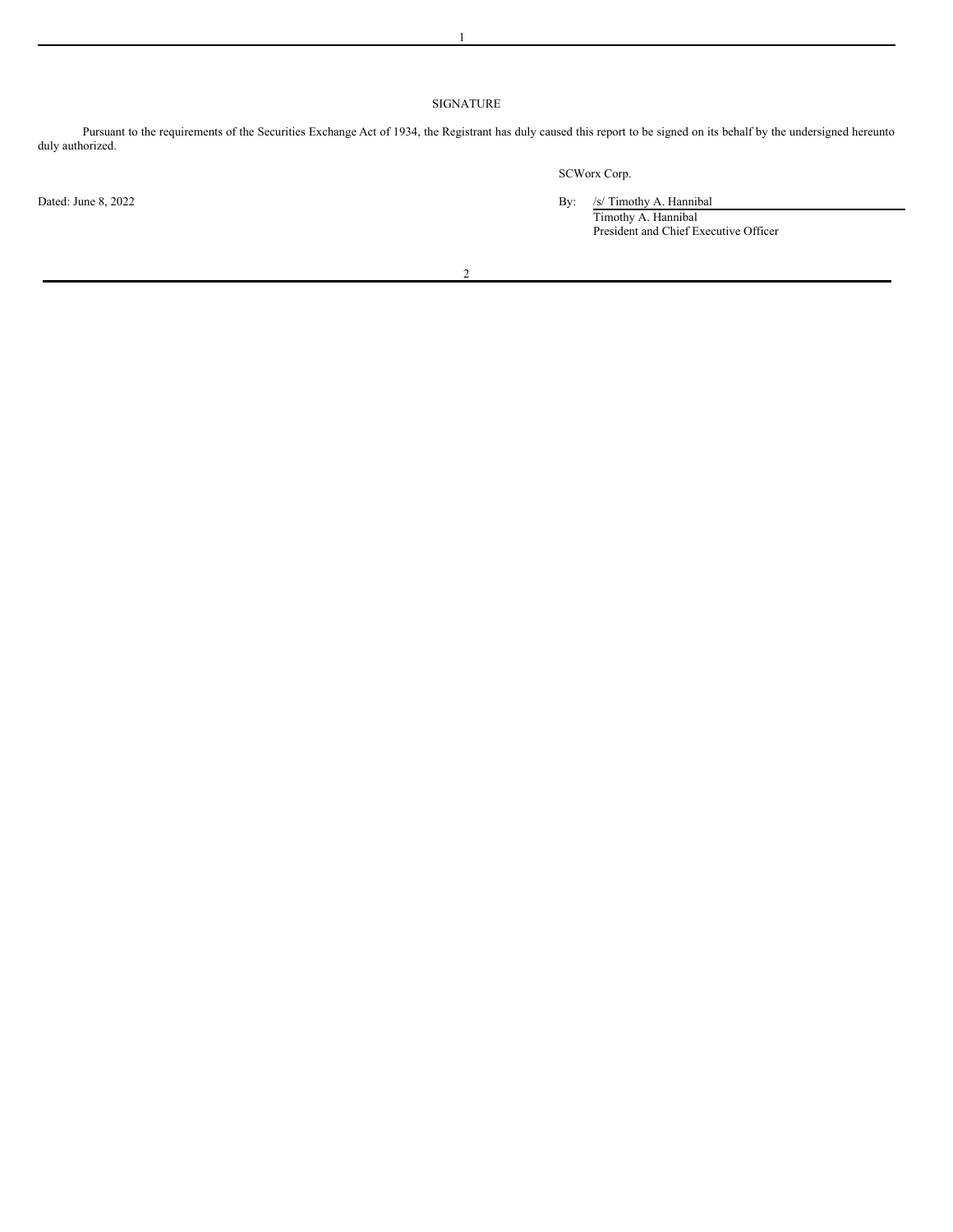## SIGNATURE

Pursuant to the requirements of the Securities Exchange Act of 1934, the Registrant has duly caused this report to be signed on its behalf by the undersigned hereunto duly authorized.

SCWorx Corp.

Dated: June 8, 2022

By: /s/ Timothy A. Hannibal
Timothy A. Hannibal
President and Chief Executive Officer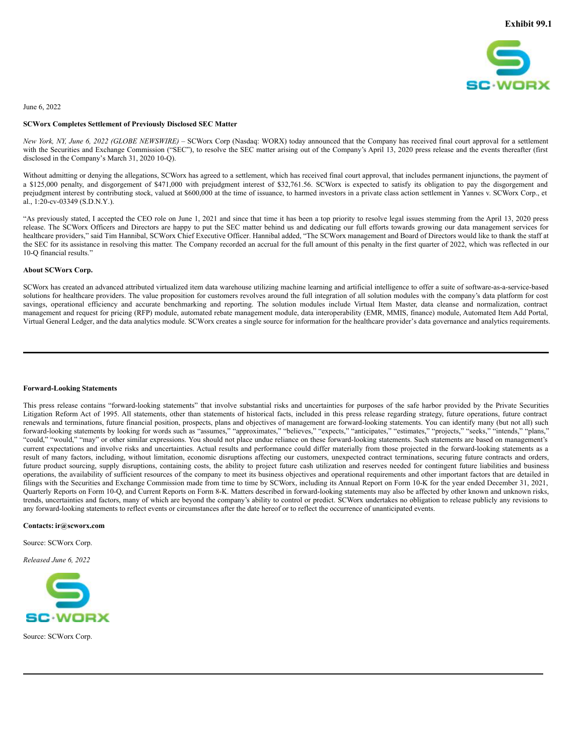**Exhibit 99.1**

June 6, 2022

**SCWorx Completes Settlement of Previously Disclosed SEC Matter**

*New York, NY, June 6, 2022 (GLOBE NEWSWIRE)* – SCWorx Corp (Nasdaq: WORX) today announced that the Company has received final court approval for a settlement with the Securities and Exchange Commission ("SEC"), to resolve the SEC matter arising out of the Company's April 13, 2020 press release and the events thereafter (first disclosed in the Company's March 31, 2020 10-Q).

Without admitting or denying the allegations, SCWorx has agreed to a settlement, which has received final court approval, that includes permanent injunctions, the payment of a $125,000 penalty, and disgorgement of $471,000 with prejudgment interest of $32,761.56. SCWorx is expected to satisfy its obligation to pay the disgorgement and prejudgment interest by contributing stock, valued at $600,000 at the time of issuance, to harmed investors in a private class action settlement in Yannes v. SCWorx Corp., et al., 1:20-cv-03349 (S.D.N.Y.).

"As previously stated, I accepted the CEO role on June 1, 2021 and since that time it has been a top priority to resolve legal issues stemming from the April 13, 2020 press release. The SCWorx Officers and Directors are happy to put the SEC matter behind us and dedicating our full efforts towards growing our data management services for healthcare providers," said Tim Hannibal, SCWorx Chief Executive Officer. Hannibal added, "The SCWorx management and Board of Directors would like to thank the staff at the SEC for its assistance in resolving this matter. The Company recorded an accrual for the full amount of this penalty in the first quarter of 2022, which was reflected in our 10-Q financial results."

**About SCWorx Corp.**

SCWorx has created an advanced attributed virtualized item data warehouse utilizing machine learning and artificial intelligence to offer a suite of software-as-a-service-based solutions for healthcare providers. The value proposition for customers revolves around the full integration of all solution modules with the company's data platform for cost savings, operational efficiency and accurate benchmarking and reporting. The solution modules include Virtual Item Master, data cleanse and normalization, contract management and request for pricing (RFP) module, automated rebate management module, data interoperability (EMR, MMIS, finance) module, Automated Item Add Portal, Virtual General Ledger, and the data analytics module. SCWorx creates a single source for information for the healthcare provider's data governance and analytics requirements.

**Forward-Looking Statements**

This press release contains "forward-looking statements" that involve substantial risks and uncertainties for purposes of the safe harbor provided by the Private Securities Litigation Reform Act of 1995. All statements, other than statements of historical facts, included in this press release regarding strategy, future operations, future contract renewals and terminations, future financial position, prospects, plans and objectives of management are forward-looking statements. You can identify many (but not all) such forward-looking statements by looking for words such as "assumes," "approximates," "believes," "expects," "anticipates," "estimates," "projects," "seeks," "intends," "plans," "could," "would," "may" or other similar expressions. You should not place undue reliance on these forward-looking statements. Such statements are based on management's current expectations and involve risks and uncertainties. Actual results and performance could differ materially from those projected in the forward-looking statements as a result of many factors, including, without limitation, economic disruptions affecting our customers, unexpected contract terminations, securing future contracts and orders, future product sourcing, supply disruptions, containing costs, the ability to project future cash utilization and reserves needed for contingent future liabilities and business operations, the availability of sufficient resources of the company to meet its business objectives and operational requirements and other important factors that are detailed in filings with the Securities and Exchange Commission made from time to time by SCWorx, including its Annual Report on Form 10-K for the year ended December 31, 2021, Quarterly Reports on Form 10-Q, and Current Reports on Form 8-K. Matters described in forward-looking statements may also be affected by other known and unknown risks, trends, uncertainties and factors, many of which are beyond the company's ability to control or predict. SCWorx undertakes no obligation to release publicly any revisions to any forward-looking statements to reflect events or circumstances after the date hereof or to reflect the occurrence of unanticipated events.

**Contacts: ir@scworx.com**

Source: SCWorx Corp.

*Released June 6, 2022*

Source: SCWorx Corp.